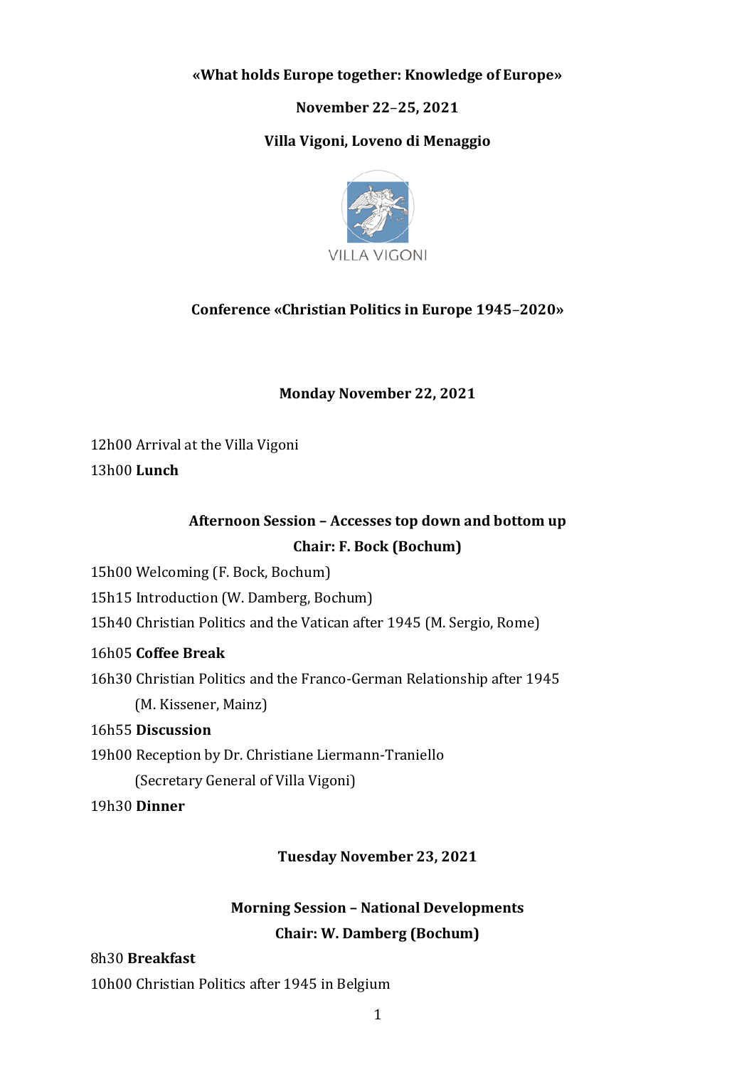**«What holds Europe together: Knowledge of Europe»**

**November 22–25, 2021**

**Villa Vigoni, Loveno di Menaggio**

VILLA VIGONI

## Conference «Christian Politics in Europe 1945–2020»

### Monday November 22, 2021

12h00 Arrival at the Villa Vigoni

13h00 **Lunch**

#### Afternoon Session – Accesses top down and bottom up

**Chair: F. Bock (Bochum)**

15h00 Welcoming (F. Bock, Bochum)

15h15 Introduction (W. Damberg, Bochum)

15h40 Christian Politics and the Vatican after 1945 (M. Sergio, Rome)

16h05 **Coffee Break**

16h30 Christian Politics and the Franco-German Relationship after 1945
(M. Kissener, Mainz)

16h55 **Discussion**

19h00 Reception by Dr. Christiane Liermann-Traniello
(Secretary General of Villa Vigoni)

19h30 **Dinner**

### Tuesday November 23, 2021

#### Morning Session – National Developments

**Chair: W. Damberg (Bochum)**

8h30 **Breakfast**

10h00 Christian Politics after 1945 in Belgium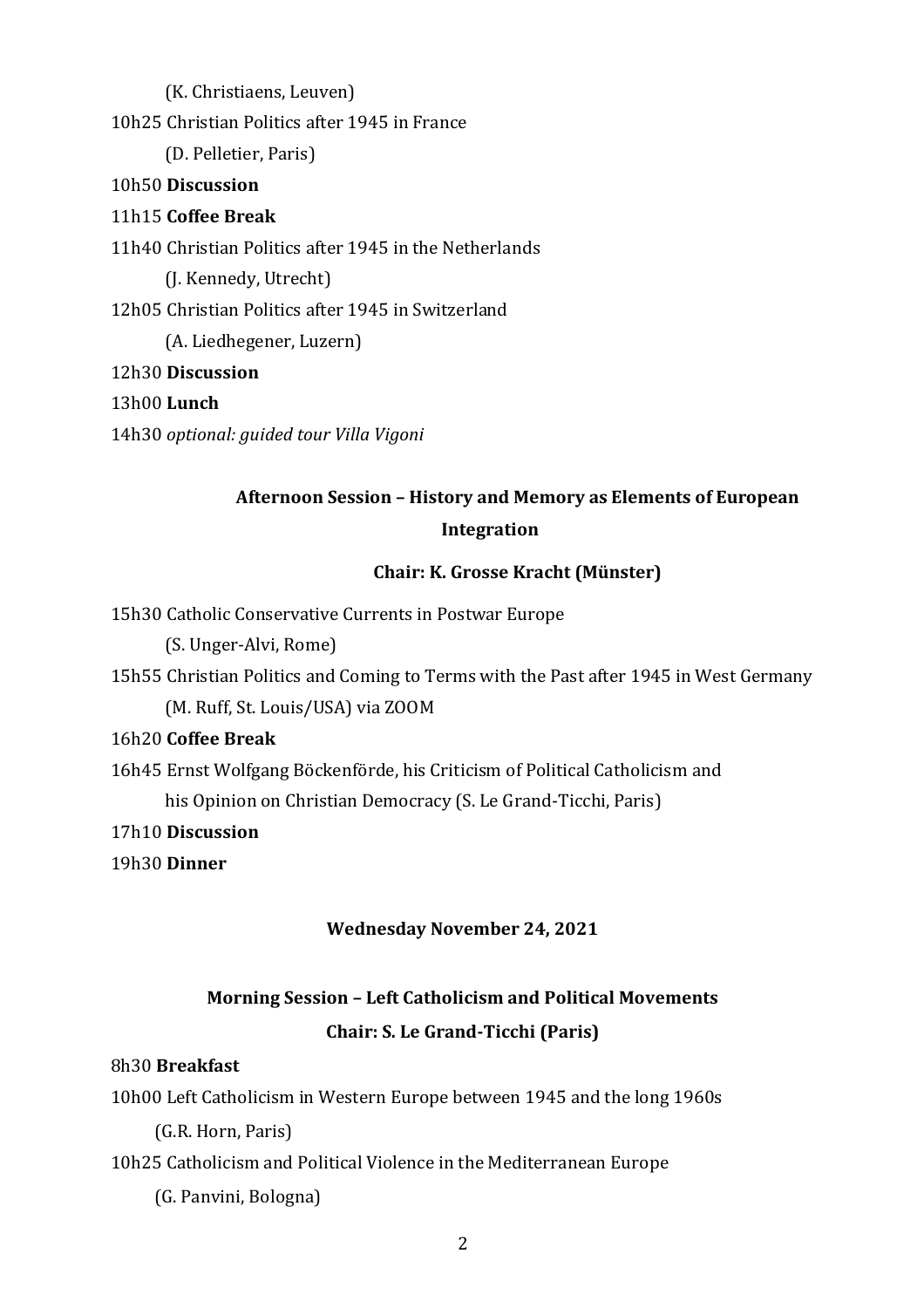(K. Christiaens, Leuven)

10h25 Christian Politics after 1945 in France

(D. Pelletier, Paris)

10h50 **Discussion**

11h15 **Coffee Break**

11h40 Christian Politics after 1945 in the Netherlands

(J. Kennedy, Utrecht)

12h05 Christian Politics after 1945 in Switzerland

(A. Liedhegener, Luzern)

12h30 **Discussion**

13h00 **Lunch**

14h30 *optional: guided tour Villa Vigoni*

**Afternoon Session – History and Memory as Elements of European Integration**

**Chair: K. Grosse Kracht (Münster)**

15h30 Catholic Conservative Currents in Postwar Europe

(S. Unger-Alvi, Rome)

15h55 Christian Politics and Coming to Terms with the Past after 1945 in West Germany

(M. Ruff, St. Louis/USA) via ZOOM

16h20 **Coffee Break**

16h45 Ernst Wolfgang Böckenförde, his Criticism of Political Catholicism and his Opinion on Christian Democracy (S. Le Grand-Ticchi, Paris)

17h10 **Discussion**

19h30 **Dinner**

**Wednesday November 24, 2021**

**Morning Session – Left Catholicism and Political Movements**

**Chair: S. Le Grand-Ticchi (Paris)**

8h30 **Breakfast**

10h00 Left Catholicism in Western Europe between 1945 and the long 1960s

(G.R. Horn, Paris)

10h25 Catholicism and Political Violence in the Mediterranean Europe

(G. Panvini, Bologna)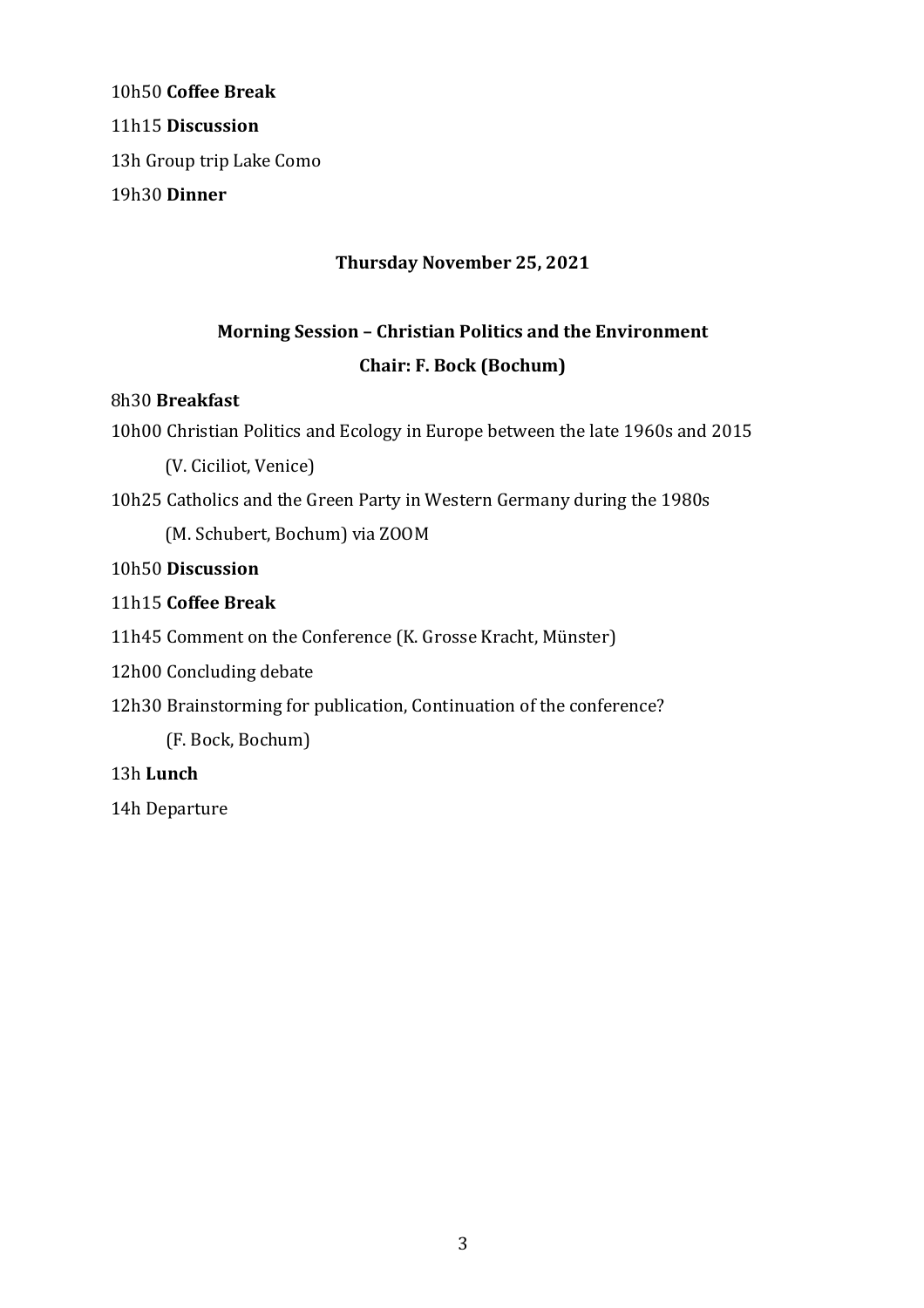10h50 **Coffee Break**

11h15 **Discussion**

13h Group trip Lake Como

19h30 **Dinner**

**Thursday November 25, 2021**

**Morning Session – Christian Politics and the Environment**

**Chair: F. Bock (Bochum)**

8h30 **Breakfast**

10h00 Christian Politics and Ecology in Europe between the late 1960s and 2015

(V. Ciciliot, Venice)

10h25 Catholics and the Green Party in Western Germany during the 1980s

(M. Schubert, Bochum) via ZOOM

10h50 **Discussion**

11h15 **Coffee Break**

11h45 Comment on the Conference (K. Grosse Kracht, Münster)

12h00 Concluding debate

12h30 Brainstorming for publication, Continuation of the conference?

(F. Bock, Bochum)

13h **Lunch**

14h Departure